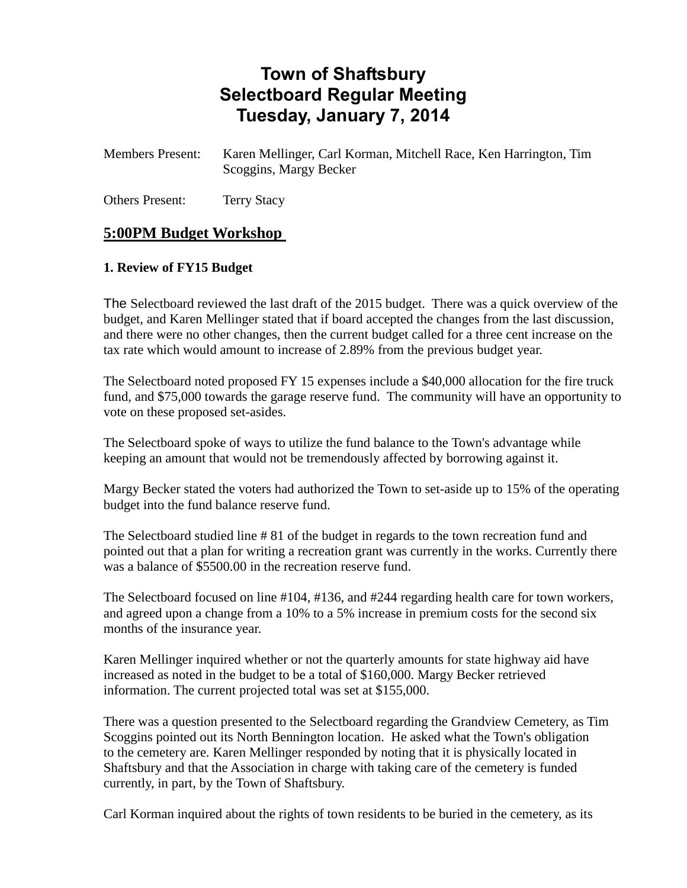# Town of Shaftsbury
# Selectboard Regular Meeting
# Tuesday, January 7, 2014

Members Present: Karen Mellinger, Carl Korman, Mitchell Race, Ken Harrington, Tim Scoggins, Margy Becker

Others Present: Terry Stacy

## 5:00PM Budget Workshop

**1. Review of FY15 Budget**

The Selectboard reviewed the last draft of the 2015 budget. There was a quick overview of the budget, and Karen Mellinger stated that if board accepted the changes from the last discussion, and there were no other changes, then the current budget called for a three cent increase on the tax rate which would amount to increase of 2.89% from the previous budget year.

The Selectboard noted proposed FY 15 expenses include a $40,000 allocation for the fire truck fund, and $75,000 towards the garage reserve fund. The community will have an opportunity to vote on these proposed set-asides.

The Selectboard spoke of ways to utilize the fund balance to the Town's advantage while keeping an amount that would not be tremendously affected by borrowing against it.

Margy Becker stated the voters had authorized the Town to set-aside up to 15% of the operating budget into the fund balance reserve fund.

The Selectboard studied line # 81 of the budget in regards to the town recreation fund and pointed out that a plan for writing a recreation grant was currently in the works. Currently there was a balance of $5500.00 in the recreation reserve fund.

The Selectboard focused on line #104, #136, and #244 regarding health care for town workers, and agreed upon a change from a 10% to a 5% increase in premium costs for the second six months of the insurance year.

Karen Mellinger inquired whether or not the quarterly amounts for state highway aid have increased as noted in the budget to be a total of $160,000. Margy Becker retrieved information. The current projected total was set at $155,000.

There was a question presented to the Selectboard regarding the Grandview Cemetery, as Tim Scoggins pointed out its North Bennington location. He asked what the Town's obligation to the cemetery are. Karen Mellinger responded by noting that it is physically located in Shaftsbury and that the Association in charge with taking care of the cemetery is funded currently, in part, by the Town of Shaftsbury.

Carl Korman inquired about the rights of town residents to be buried in the cemetery, as its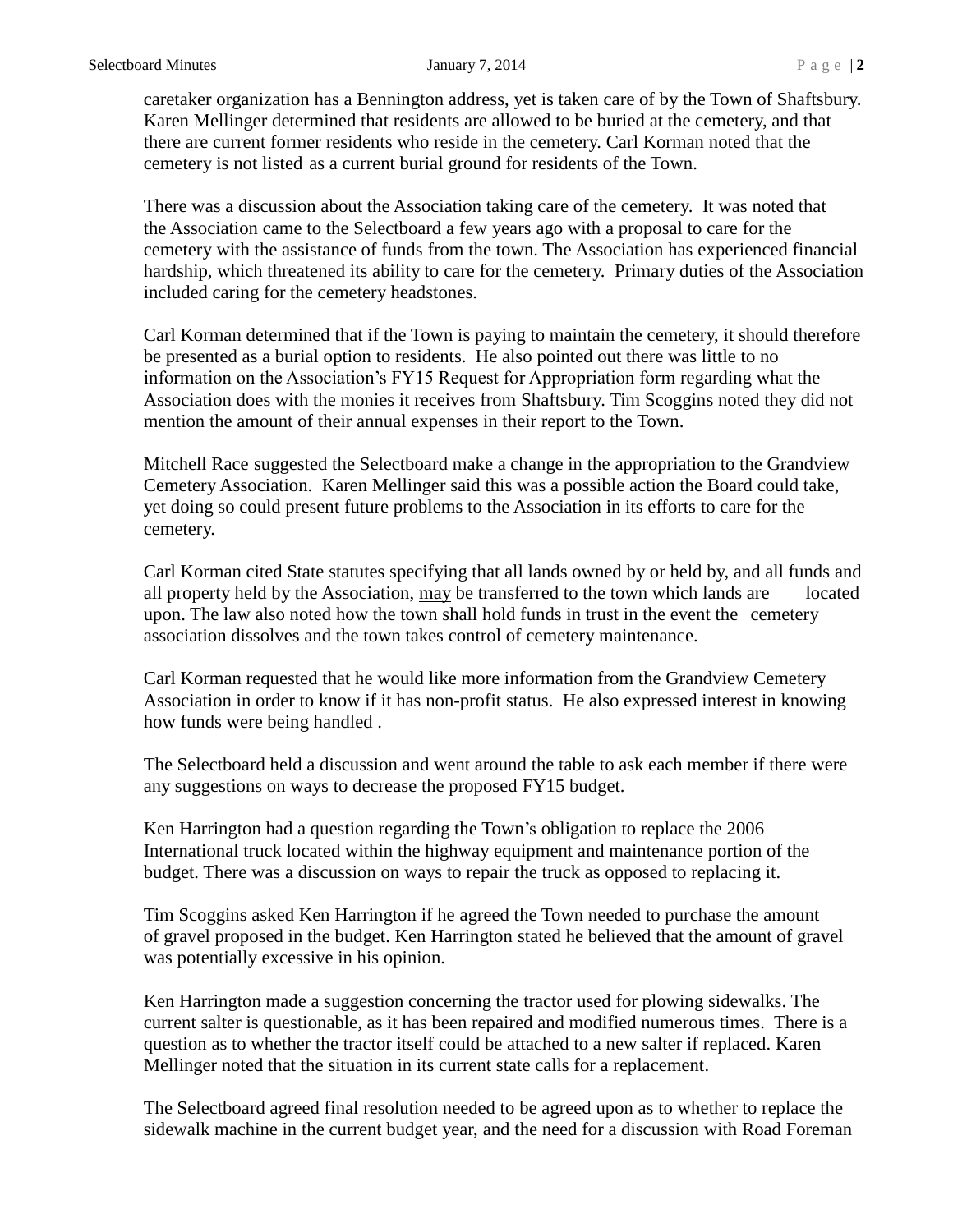caretaker organization has a Bennington address, yet is taken care of by the Town of Shaftsbury. Karen Mellinger determined that residents are allowed to be buried at the cemetery, and that there are current former residents who reside in the cemetery. Carl Korman noted that the cemetery is not listed as a current burial ground for residents of the Town.

There was a discussion about the Association taking care of the cemetery. It was noted that the Association came to the Selectboard a few years ago with a proposal to care for the cemetery with the assistance of funds from the town. The Association has experienced financial hardship, which threatened its ability to care for the cemetery. Primary duties of the Association included caring for the cemetery headstones.

Carl Korman determined that if the Town is paying to maintain the cemetery, it should therefore be presented as a burial option to residents. He also pointed out there was little to no information on the Association's FY15 Request for Appropriation form regarding what the Association does with the monies it receives from Shaftsbury. Tim Scoggins noted they did not mention the amount of their annual expenses in their report to the Town.

Mitchell Race suggested the Selectboard make a change in the appropriation to the Grandview Cemetery Association. Karen Mellinger said this was a possible action the Board could take, yet doing so could present future problems to the Association in its efforts to care for the cemetery.

Carl Korman cited State statutes specifying that all lands owned by or held by, and all funds and all property held by the Association, <u>may</u> be transferred to the town which lands are located upon. The law also noted how the town shall hold funds in trust in the event the cemetery association dissolves and the town takes control of cemetery maintenance.

Carl Korman requested that he would like more information from the Grandview Cemetery Association in order to know if it has non-profit status. He also expressed interest in knowing how funds were being handled .

The Selectboard held a discussion and went around the table to ask each member if there were any suggestions on ways to decrease the proposed FY15 budget.

Ken Harrington had a question regarding the Town's obligation to replace the 2006 International truck located within the highway equipment and maintenance portion of the budget. There was a discussion on ways to repair the truck as opposed to replacing it.

Tim Scoggins asked Ken Harrington if he agreed the Town needed to purchase the amount of gravel proposed in the budget. Ken Harrington stated he believed that the amount of gravel was potentially excessive in his opinion.

Ken Harrington made a suggestion concerning the tractor used for plowing sidewalks. The current salter is questionable, as it has been repaired and modified numerous times. There is a question as to whether the tractor itself could be attached to a new salter if replaced. Karen Mellinger noted that the situation in its current state calls for a replacement.

The Selectboard agreed final resolution needed to be agreed upon as to whether to replace the sidewalk machine in the current budget year, and the need for a discussion with Road Foreman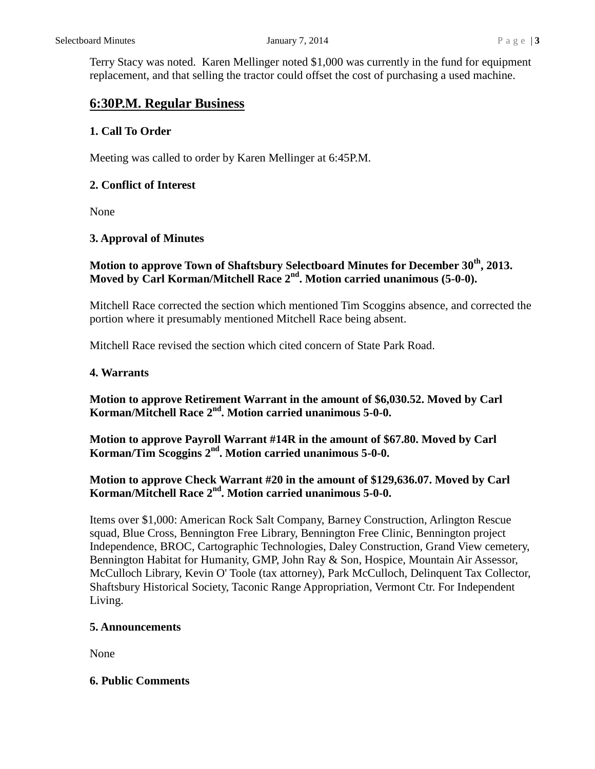Terry Stacy was noted. Karen Mellinger noted $1,000 was currently in the fund for equipment replacement, and that selling the tractor could offset the cost of purchasing a used machine.

## 6:30P.M. Regular Business

### 1. Call To Order

Meeting was called to order by Karen Mellinger at 6:45P.M.

### 2. Conflict of Interest

None

### 3. Approval of Minutes

**Motion to approve Town of Shaftsbury Selectboard Minutes for December 30th, 2013. Moved by Carl Korman/Mitchell Race 2nd. Motion carried unanimous (5-0-0).**

Mitchell Race corrected the section which mentioned Tim Scoggins absence, and corrected the portion where it presumably mentioned Mitchell Race being absent.

Mitchell Race revised the section which cited concern of State Park Road.

### 4. Warrants

**Motion to approve Retirement Warrant in the amount of $6,030.52. Moved by Carl Korman/Mitchell Race 2nd. Motion carried unanimous 5-0-0.**

**Motion to approve Payroll Warrant #14R in the amount of $67.80. Moved by Carl Korman/Tim Scoggins 2nd. Motion carried unanimous 5-0-0.**

**Motion to approve Check Warrant #20 in the amount of $129,636.07. Moved by Carl Korman/Mitchell Race 2nd. Motion carried unanimous 5-0-0.**

Items over $1,000: American Rock Salt Company, Barney Construction, Arlington Rescue squad, Blue Cross, Bennington Free Library, Bennington Free Clinic, Bennington project Independence, BROC, Cartographic Technologies, Daley Construction, Grand View cemetery, Bennington Habitat for Humanity, GMP, John Ray & Son, Hospice, Mountain Air Assessor, McCulloch Library, Kevin O' Toole (tax attorney), Park McCulloch, Delinquent Tax Collector, Shaftsbury Historical Society, Taconic Range Appropriation, Vermont Ctr. For Independent Living.

### 5. Announcements

None

### 6. Public Comments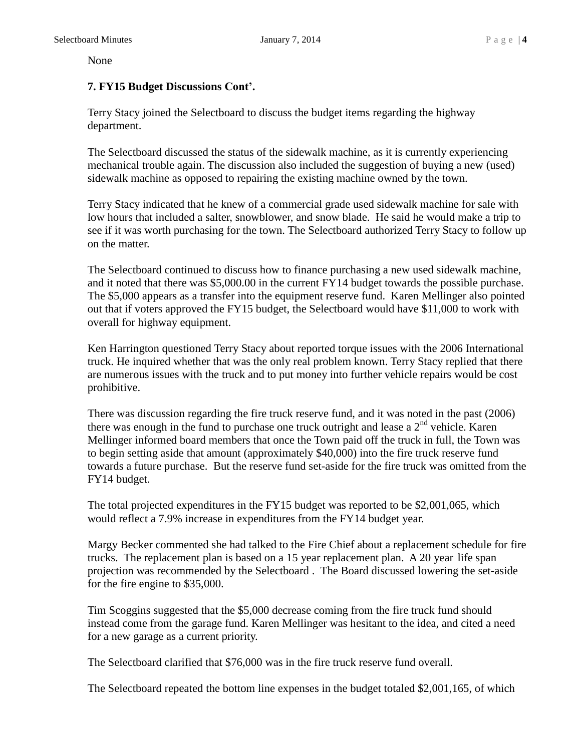None

**7. FY15 Budget Discussions Cont'.**

Terry Stacy joined the Selectboard to discuss the budget items regarding the highway department.

The Selectboard discussed the status of the sidewalk machine, as it is currently experiencing mechanical trouble again. The discussion also included the suggestion of buying a new (used) sidewalk machine as opposed to repairing the existing machine owned by the town.

Terry Stacy indicated that he knew of a commercial grade used sidewalk machine for sale with low hours that included a salter, snowblower, and snow blade. He said he would make a trip to see if it was worth purchasing for the town. The Selectboard authorized Terry Stacy to follow up on the matter.

The Selectboard continued to discuss how to finance purchasing a new used sidewalk machine, and it noted that there was $5,000.00 in the current FY14 budget towards the possible purchase. The $5,000 appears as a transfer into the equipment reserve fund. Karen Mellinger also pointed out that if voters approved the FY15 budget, the Selectboard would have $11,000 to work with overall for highway equipment.

Ken Harrington questioned Terry Stacy about reported torque issues with the 2006 International truck. He inquired whether that was the only real problem known. Terry Stacy replied that there are numerous issues with the truck and to put money into further vehicle repairs would be cost prohibitive.

There was discussion regarding the fire truck reserve fund, and it was noted in the past (2006) there was enough in the fund to purchase one truck outright and lease a 2nd vehicle. Karen Mellinger informed board members that once the Town paid off the truck in full, the Town was to begin setting aside that amount (approximately $40,000) into the fire truck reserve fund towards a future purchase. But the reserve fund set-aside for the fire truck was omitted from the FY14 budget.

The total projected expenditures in the FY15 budget was reported to be $2,001,065, which would reflect a 7.9% increase in expenditures from the FY14 budget year.

Margy Becker commented she had talked to the Fire Chief about a replacement schedule for fire trucks. The replacement plan is based on a 15 year replacement plan. A 20 year life span projection was recommended by the Selectboard . The Board discussed lowering the set-aside for the fire engine to $35,000.

Tim Scoggins suggested that the $5,000 decrease coming from the fire truck fund should instead come from the garage fund. Karen Mellinger was hesitant to the idea, and cited a need for a new garage as a current priority.

The Selectboard clarified that $76,000 was in the fire truck reserve fund overall.

The Selectboard repeated the bottom line expenses in the budget totaled $2,001,165, of which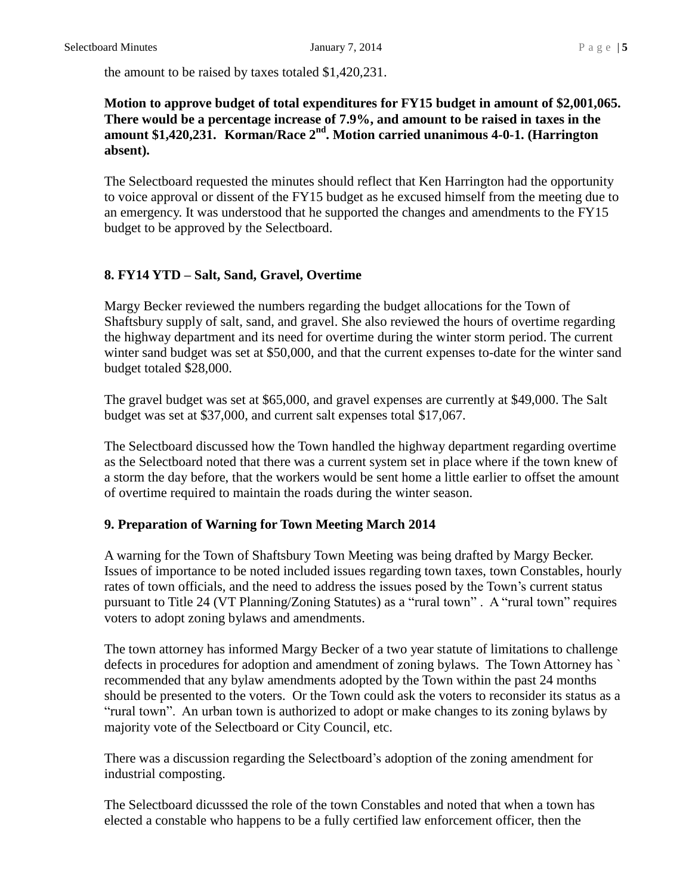the amount to be raised by taxes totaled $1,420,231.

**Motion to approve budget of total expenditures for FY15 budget in amount of $2,001,065. There would be a percentage increase of 7.9%, and amount to be raised in taxes in the amount $1,420,231. Korman/Race 2nd. Motion carried unanimous 4-0-1. (Harrington absent).**

The Selectboard requested the minutes should reflect that Ken Harrington had the opportunity to voice approval or dissent of the FY15 budget as he excused himself from the meeting due to an emergency. It was understood that he supported the changes and amendments to the FY15 budget to be approved by the Selectboard.

### 8. FY14 YTD – Salt, Sand, Gravel, Overtime

Margy Becker reviewed the numbers regarding the budget allocations for the Town of Shaftsbury supply of salt, sand, and gravel. She also reviewed the hours of overtime regarding the highway department and its need for overtime during the winter storm period. The current winter sand budget was set at $50,000, and that the current expenses to-date for the winter sand budget totaled $28,000.

The gravel budget was set at $65,000, and gravel expenses are currently at $49,000. The Salt budget was set at $37,000, and current salt expenses total $17,067.

The Selectboard discussed how the Town handled the highway department regarding overtime as the Selectboard noted that there was a current system set in place where if the town knew of a storm the day before, that the workers would be sent home a little earlier to offset the amount of overtime required to maintain the roads during the winter season.

### 9. Preparation of Warning for Town Meeting March 2014

A warning for the Town of Shaftsbury Town Meeting was being drafted by Margy Becker. Issues of importance to be noted included issues regarding town taxes, town Constables, hourly rates of town officials, and the need to address the issues posed by the Town's current status pursuant to Title 24 (VT Planning/Zoning Statutes) as a "rural town" . A "rural town" requires voters to adopt zoning bylaws and amendments.

The town attorney has informed Margy Becker of a two year statute of limitations to challenge defects in procedures for adoption and amendment of zoning bylaws. The Town Attorney has ` recommended that any bylaw amendments adopted by the Town within the past 24 months should be presented to the voters. Or the Town could ask the voters to reconsider its status as a "rural town". An urban town is authorized to adopt or make changes to its zoning bylaws by majority vote of the Selectboard or City Council, etc.

There was a discussion regarding the Selectboard's adoption of the zoning amendment for industrial composting.

The Selectboard dicusssed the role of the town Constables and noted that when a town has elected a constable who happens to be a fully certified law enforcement officer, then the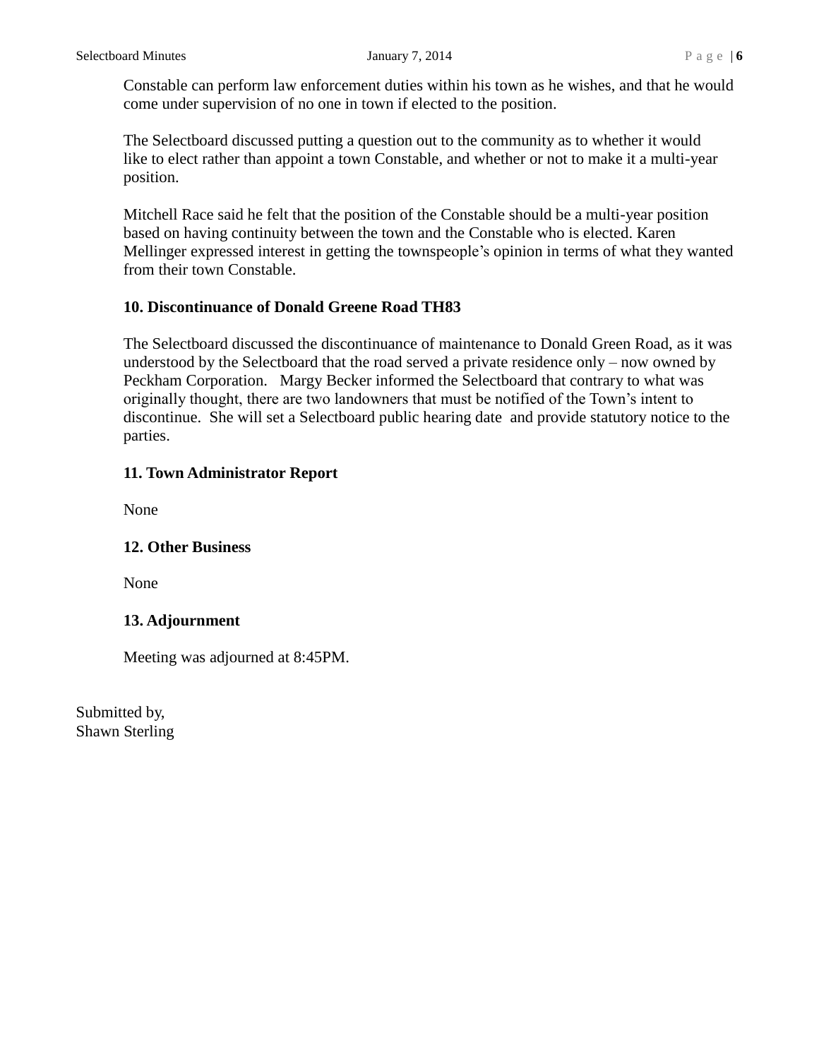Constable can perform law enforcement duties within his town as he wishes, and that he would come under supervision of no one in town if elected to the position.

The Selectboard discussed putting a question out to the community as to whether it would like to elect rather than appoint a town Constable, and whether or not to make it a multi-year position.

Mitchell Race said he felt that the position of the Constable should be a multi-year position based on having continuity between the town and the Constable who is elected. Karen Mellinger expressed interest in getting the townspeople's opinion in terms of what they wanted from their town Constable.

**10. Discontinuance of Donald Greene Road TH83**

The Selectboard discussed the discontinuance of maintenance to Donald Green Road, as it was understood by the Selectboard that the road served a private residence only – now owned by Peckham Corporation. Margy Becker informed the Selectboard that contrary to what was originally thought, there are two landowners that must be notified of the Town's intent to discontinue. She will set a Selectboard public hearing date and provide statutory notice to the parties.

**11. Town Administrator Report**

None

**12. Other Business**

None

**13. Adjournment**

Meeting was adjourned at 8:45PM.

Submitted by,
Shawn Sterling